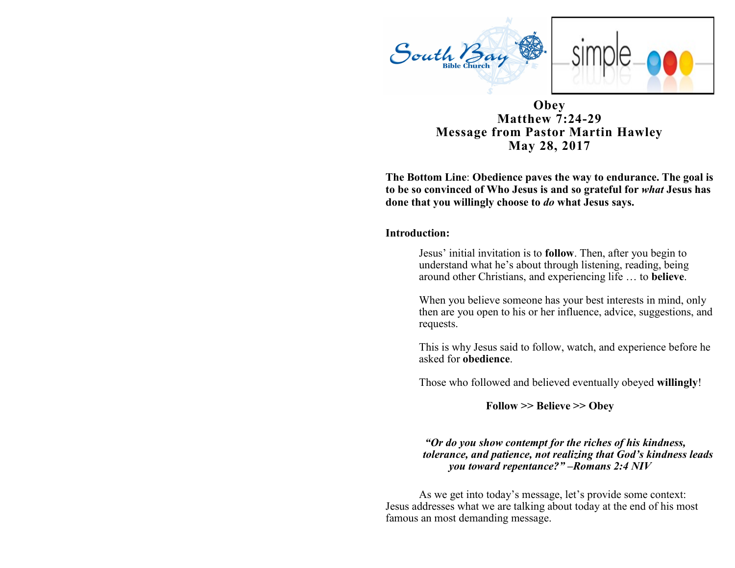South Bay Bible Church

simple

# Obey
## Matthew 7:24-29
## Message from Pastor Martin Hawley
## May 28, 2017

**The Bottom Line**: **Obedience paves the way to endurance. The goal is to be so convinced of Who Jesus is and so grateful for *what* Jesus has done that you willingly choose to *do* what Jesus says.**

**Introduction:**

Jesus' initial invitation is to **follow**. Then, after you begin to understand what he's about through listening, reading, being around other Christians, and experiencing life … to **believe**.

When you believe someone has your best interests in mind, only then are you open to his or her influence, advice, suggestions, and requests.

This is why Jesus said to follow, watch, and experience before he asked for **obedience**.

Those who followed and believed eventually obeyed **willingly**!

**Follow >> Believe >> Obey**

***"Or do you show contempt for the riches of his kindness, tolerance, and patience, not realizing that God's kindness leads you toward repentance?" –Romans 2:4 NIV***

As we get into today's message, let's provide some context: Jesus addresses what we are talking about today at the end of his most famous an most demanding message.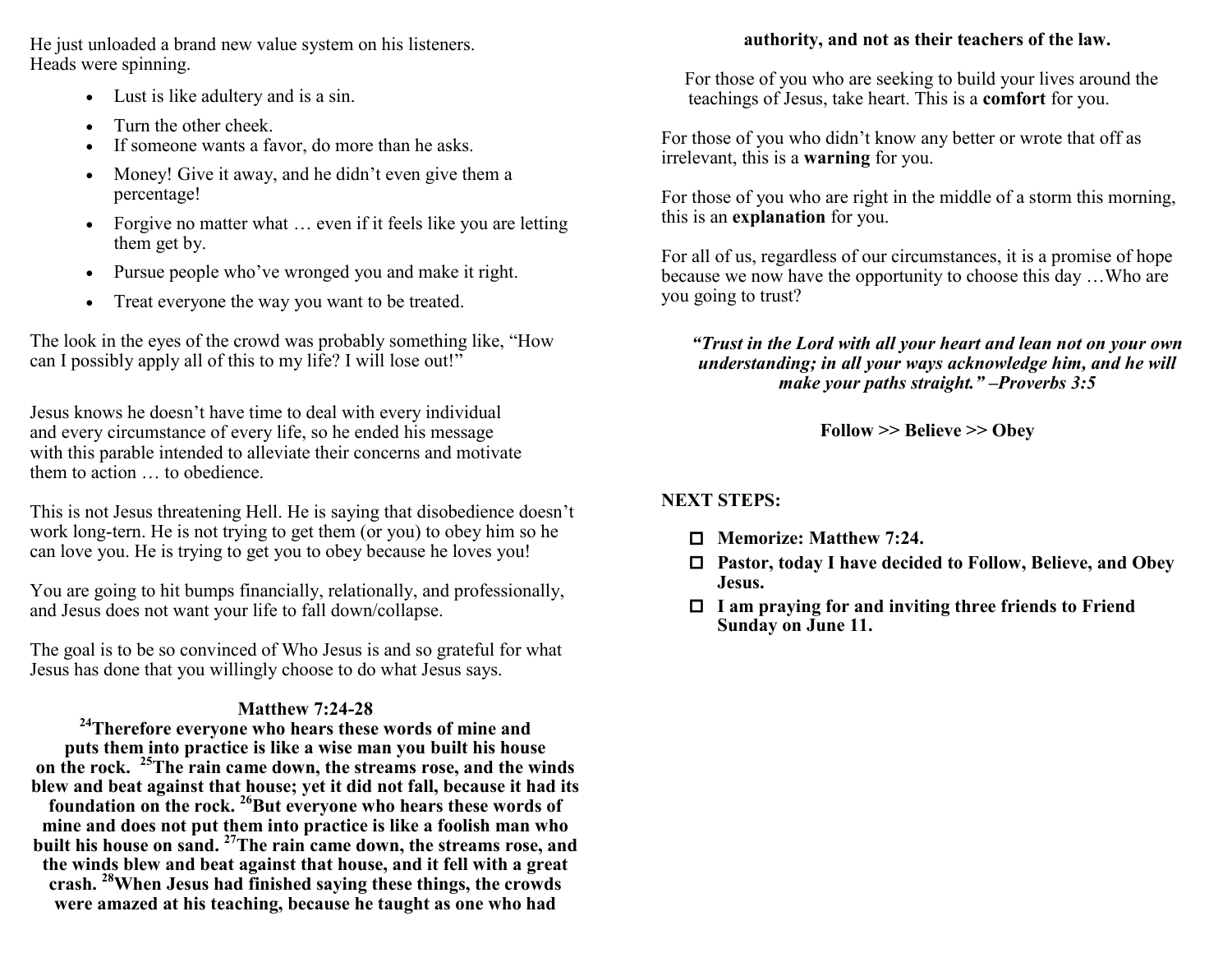He just unloaded a brand new value system on his listeners.
Heads were spinning.

- Lust is like adultery and is a sin.
- Turn the other cheek.
- If someone wants a favor, do more than he asks.
- Money! Give it away, and he didn't even give them a percentage!
- Forgive no matter what … even if it feels like you are letting them get by.
- Pursue people who've wronged you and make it right.
- Treat everyone the way you want to be treated.

The look in the eyes of the crowd was probably something like, "How can I possibly apply all of this to my life? I will lose out!"

Jesus knows he doesn't have time to deal with every individual and every circumstance of every life, so he ended his message with this parable intended to alleviate their concerns and motivate them to action … to obedience.

This is not Jesus threatening Hell. He is saying that disobedience doesn't work long-tern. He is not trying to get them (or you) to obey him so he can love you. He is trying to get you to obey because he loves you!

You are going to hit bumps financially, relationally, and professionally, and Jesus does not want your life to fall down/collapse.

The goal is to be so convinced of Who Jesus is and so grateful for what Jesus has done that you willingly choose to do what Jesus says.

**Matthew 7:24-28**

**[24]Therefore everyone who hears these words of mine and puts them into practice is like a wise man you built his house on the rock. [25]The rain came down, the streams rose, and the winds blew and beat against that house; yet it did not fall, because it had its foundation on the rock. [26]But everyone who hears these words of mine and does not put them into practice is like a foolish man who built his house on sand. [27]The rain came down, the streams rose, and the winds blew and beat against that house, and it fell with a great crash. [28]When Jesus had finished saying these things, the crowds were amazed at his teaching, because he taught as one who had authority, and not as their teachers of the law.**

For those of you who are seeking to build your lives around the teachings of Jesus, take heart. This is a **comfort** for you.

For those of you who didn't know any better or wrote that off as irrelevant, this is a **warning** for you.

For those of you who are right in the middle of a storm this morning, this is an **explanation** for you.

For all of us, regardless of our circumstances, it is a promise of hope because we now have the opportunity to choose this day …Who are you going to trust?

***"Trust in the Lord with all your heart and lean not on your own understanding; in all your ways acknowledge him, and he will make your paths straight." –Proverbs 3:5***

**Follow >> Believe >> Obey**

**NEXT STEPS:**

- ☐ **Memorize: Matthew 7:24.**
- ☐ **Pastor, today I have decided to Follow, Believe, and Obey Jesus.**
- ☐ **I am praying for and inviting three friends to Friend Sunday on June 11.**